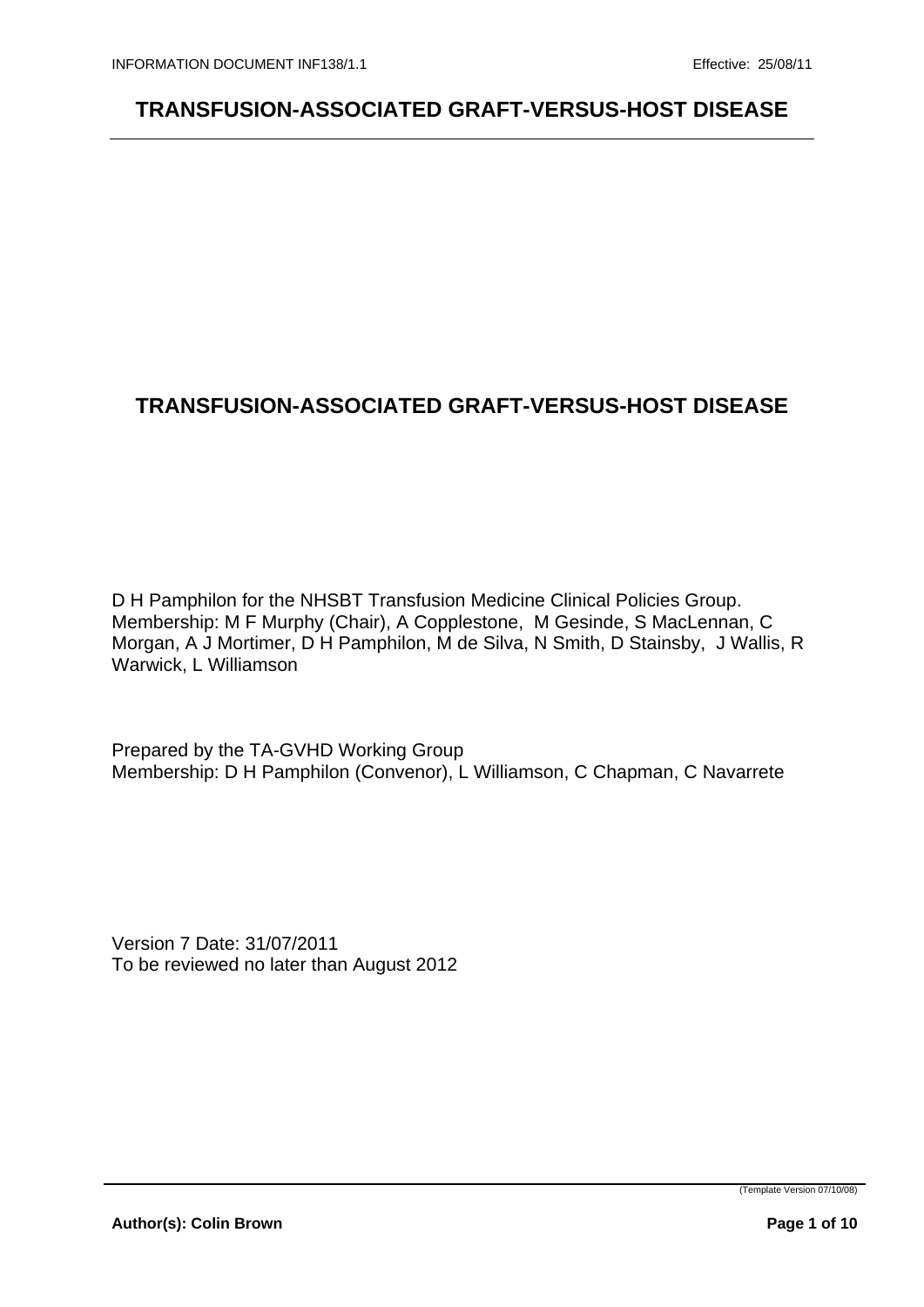# TRANSFUSION-ASSOCIATED GRAFT-VERSUS-HOST DISEASE

D H Pamphilon for the NHSBT Transfusion Medicine Clinical Policies Group.
Membership: M F Murphy (Chair), A Copplestone, M Gesinde, S MacLennan, C Morgan, A J Mortimer, D H Pamphilon, M de Silva, N Smith, D Stainsby, J Wallis, R Warwick, L Williamson

Prepared by the TA-GVHD Working Group
Membership: D H Pamphilon (Convenor), L Williamson, C Chapman, C Navarrete

Version 7 Date: 31/07/2011
To be reviewed no later than August 2012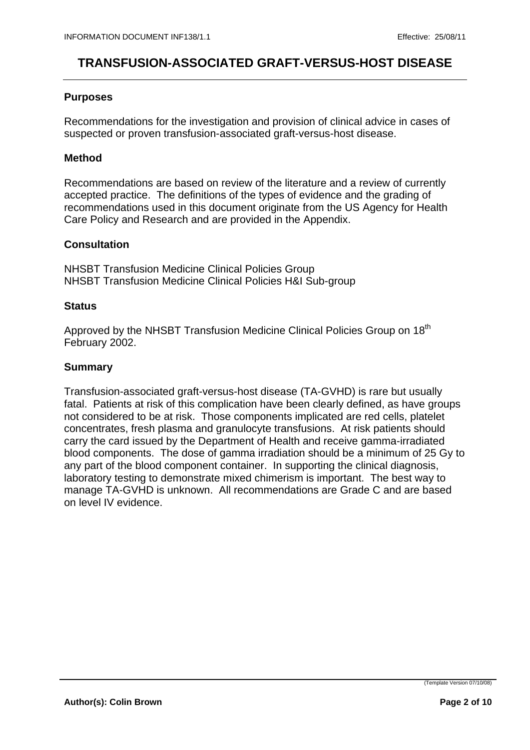# TRANSFUSION-ASSOCIATED GRAFT-VERSUS-HOST DISEASE

## Purposes

Recommendations for the investigation and provision of clinical advice in cases of suspected or proven transfusion-associated graft-versus-host disease.

## Method

Recommendations are based on review of the literature and a review of currently accepted practice. The definitions of the types of evidence and the grading of recommendations used in this document originate from the US Agency for Health Care Policy and Research and are provided in the Appendix.

## Consultation

NHSBT Transfusion Medicine Clinical Policies Group
NHSBT Transfusion Medicine Clinical Policies H&I Sub-group

## Status

Approved by the NHSBT Transfusion Medicine Clinical Policies Group on 18th February 2002.

## Summary

Transfusion-associated graft-versus-host disease (TA-GVHD) is rare but usually fatal. Patients at risk of this complication have been clearly defined, as have groups not considered to be at risk. Those components implicated are red cells, platelet concentrates, fresh plasma and granulocyte transfusions. At risk patients should carry the card issued by the Department of Health and receive gamma-irradiated blood components. The dose of gamma irradiation should be a minimum of 25 Gy to any part of the blood component container. In supporting the clinical diagnosis, laboratory testing to demonstrate mixed chimerism is important. The best way to manage TA-GVHD is unknown. All recommendations are Grade C and are based on level IV evidence.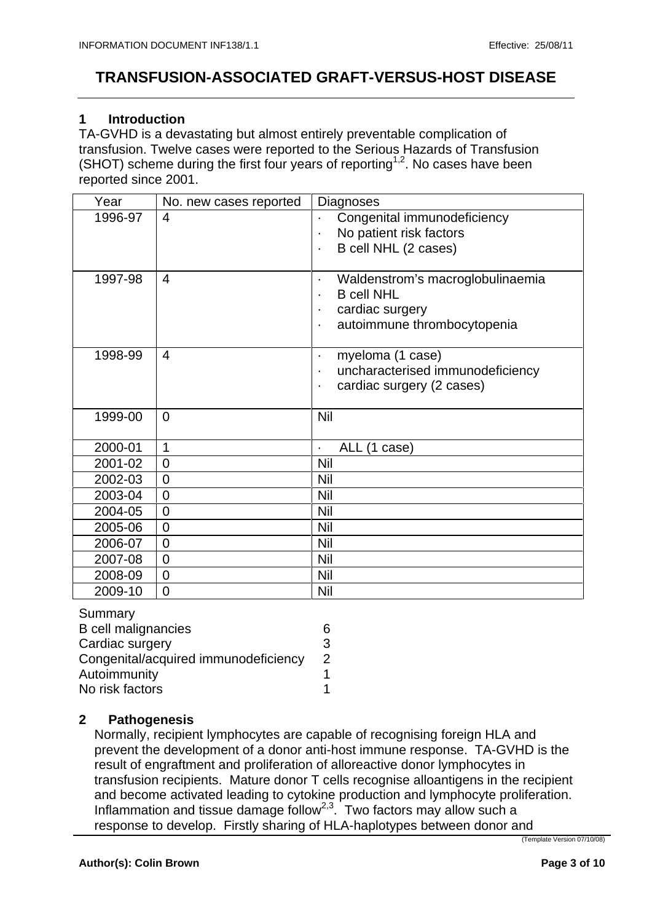# TRANSFUSION-ASSOCIATED GRAFT-VERSUS-HOST DISEASE

## 1 Introduction

TA-GVHD is a devastating but almost entirely preventable complication of transfusion. Twelve cases were reported to the Serious Hazards of Transfusion (SHOT) scheme during the first four years of reporting[1,2]. No cases have been reported since 2001.

| Year | No. new cases reported | Diagnoses |
|---|---|---|
| 1996-97 | 4 | · Congenital immunodeficiency<br>· No patient risk factors<br>· B cell NHL (2 cases) |
| 1997-98 | 4 | · Waldenstrom's macroglobulinaemia<br>· B cell NHL<br>· cardiac surgery<br>· autoimmune thrombocytopenia |
| 1998-99 | 4 | · myeloma (1 case)<br>· uncharacterised immunodeficiency<br>· cardiac surgery (2 cases) |
| 1999-00 | 0 | Nil |
| 2000-01 | 1 | · ALL (1 case) |
| 2001-02 | 0 | Nil |
| 2002-03 | 0 | Nil |
| 2003-04 | 0 | Nil |
| 2004-05 | 0 | Nil |
| 2005-06 | 0 | Nil |
| 2006-07 | 0 | Nil |
| 2007-08 | 0 | Nil |
| 2008-09 | 0 | Nil |
| 2009-10 | 0 | Nil |

Summary

| | |
|---|---|
| B cell malignancies | 6 |
| Cardiac surgery | 3 |
| Congenital/acquired immunodeficiency | 2 |
| Autoimmunity | 1 |
| No risk factors | 1 |

## 2 Pathogenesis

Normally, recipient lymphocytes are capable of recognising foreign HLA and prevent the development of a donor anti-host immune response. TA-GVHD is the result of engraftment and proliferation of alloreactive donor lymphocytes in transfusion recipients. Mature donor T cells recognise alloantigens in the recipient and become activated leading to cytokine production and lymphocyte proliferation. Inflammation and tissue damage follow[2,3]. Two factors may allow such a response to develop. Firstly sharing of HLA-haplotypes between donor and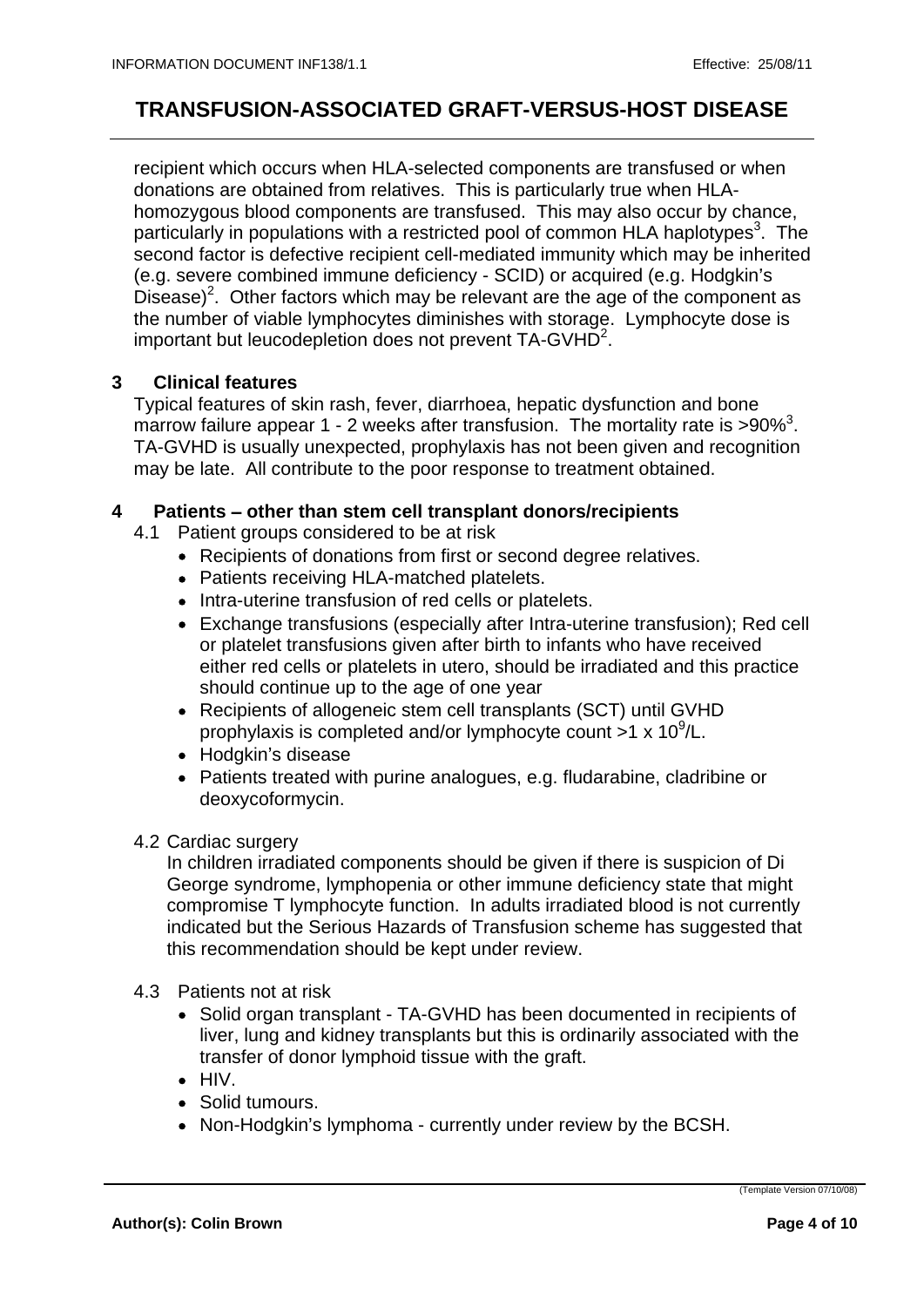recipient which occurs when HLA-selected components are transfused or when donations are obtained from relatives. This is particularly true when HLA-homozygous blood components are transfused. This may also occur by chance, particularly in populations with a restricted pool of common HLA haplotypes[3]. The second factor is defective recipient cell-mediated immunity which may be inherited (e.g. severe combined immune deficiency - SCID) or acquired (e.g. Hodgkin's Disease)[2]. Other factors which may be relevant are the age of the component as the number of viable lymphocytes diminishes with storage. Lymphocyte dose is important but leucodepletion does not prevent TA-GVHD[2].

## 3 Clinical features

Typical features of skin rash, fever, diarrhoea, hepatic dysfunction and bone marrow failure appear 1 - 2 weeks after transfusion. The mortality rate is >90%[3]. TA-GVHD is usually unexpected, prophylaxis has not been given and recognition may be late. All contribute to the poor response to treatment obtained.

## 4 Patients – other than stem cell transplant donors/recipients

4.1 Patient groups considered to be at risk

- Recipients of donations from first or second degree relatives.
- Patients receiving HLA-matched platelets.
- Intra-uterine transfusion of red cells or platelets.
- Exchange transfusions (especially after Intra-uterine transfusion); Red cell or platelet transfusions given after birth to infants who have received either red cells or platelets in utero, should be irradiated and this practice should continue up to the age of one year
- Recipients of allogeneic stem cell transplants (SCT) until GVHD prophylaxis is completed and/or lymphocyte count >1 x $10^9$/L.
- Hodgkin's disease
- Patients treated with purine analogues, e.g. fludarabine, cladribine or deoxycoformycin.

4.2 Cardiac surgery

In children irradiated components should be given if there is suspicion of Di George syndrome, lymphopenia or other immune deficiency state that might compromise T lymphocyte function. In adults irradiated blood is not currently indicated but the Serious Hazards of Transfusion scheme has suggested that this recommendation should be kept under review.

4.3 Patients not at risk

- Solid organ transplant - TA-GVHD has been documented in recipients of liver, lung and kidney transplants but this is ordinarily associated with the transfer of donor lymphoid tissue with the graft.
- HIV.
- Solid tumours.
- Non-Hodgkin's lymphoma - currently under review by the BCSH.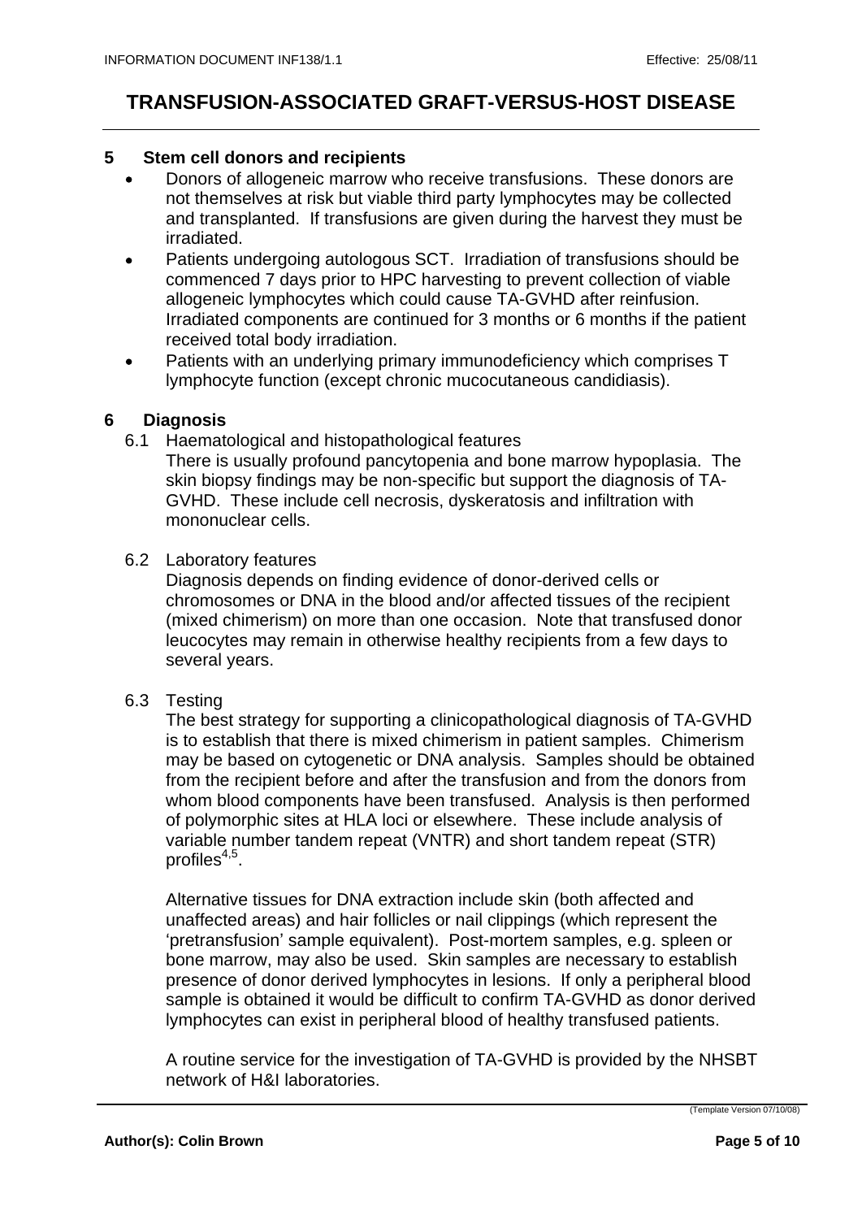## 5 Stem cell donors and recipients

- Donors of allogeneic marrow who receive transfusions. These donors are not themselves at risk but viable third party lymphocytes may be collected and transplanted. If transfusions are given during the harvest they must be irradiated.
- Patients undergoing autologous SCT. Irradiation of transfusions should be commenced 7 days prior to HPC harvesting to prevent collection of viable allogeneic lymphocytes which could cause TA-GVHD after reinfusion. Irradiated components are continued for 3 months or 6 months if the patient received total body irradiation.
- Patients with an underlying primary immunodeficiency which comprises T lymphocyte function (except chronic mucocutaneous candidiasis).

## 6 Diagnosis

6.1 Haematological and histopathological features

There is usually profound pancytopenia and bone marrow hypoplasia. The skin biopsy findings may be non-specific but support the diagnosis of TA-GVHD. These include cell necrosis, dyskeratosis and infiltration with mononuclear cells.

6.2 Laboratory features

Diagnosis depends on finding evidence of donor-derived cells or chromosomes or DNA in the blood and/or affected tissues of the recipient (mixed chimerism) on more than one occasion. Note that transfused donor leucocytes may remain in otherwise healthy recipients from a few days to several years.

6.3 Testing

The best strategy for supporting a clinicopathological diagnosis of TA-GVHD is to establish that there is mixed chimerism in patient samples. Chimerism may be based on cytogenetic or DNA analysis. Samples should be obtained from the recipient before and after the transfusion and from the donors from whom blood components have been transfused. Analysis is then performed of polymorphic sites at HLA loci or elsewhere. These include analysis of variable number tandem repeat (VNTR) and short tandem repeat (STR) profiles[4,5].

Alternative tissues for DNA extraction include skin (both affected and unaffected areas) and hair follicles or nail clippings (which represent the 'pretransfusion' sample equivalent). Post-mortem samples, e.g. spleen or bone marrow, may also be used. Skin samples are necessary to establish presence of donor derived lymphocytes in lesions. If only a peripheral blood sample is obtained it would be difficult to confirm TA-GVHD as donor derived lymphocytes can exist in peripheral blood of healthy transfused patients.

A routine service for the investigation of TA-GVHD is provided by the NHSBT network of H&I laboratories.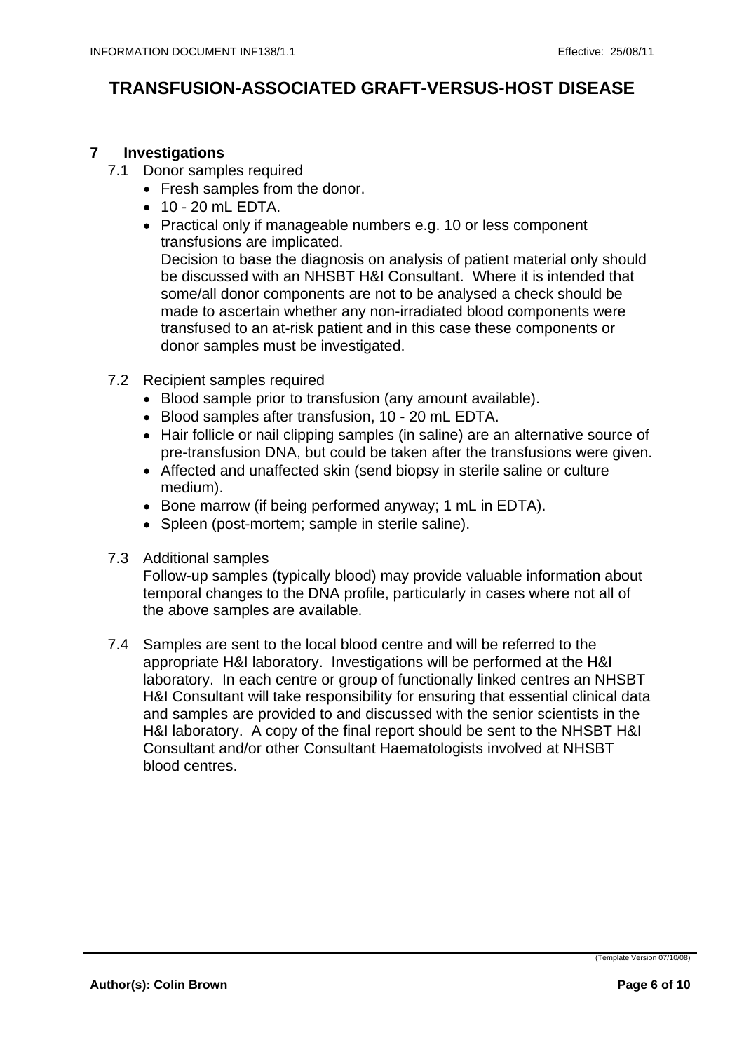## 7 Investigations

7.1 Donor samples required

- Fresh samples from the donor.
- 10 - 20 mL EDTA.
- Practical only if manageable numbers e.g. 10 or less component transfusions are implicated.
  Decision to base the diagnosis on analysis of patient material only should be discussed with an NHSBT H&I Consultant. Where it is intended that some/all donor components are not to be analysed a check should be made to ascertain whether any non-irradiated blood components were transfused to an at-risk patient and in this case these components or donor samples must be investigated.

7.2 Recipient samples required

- Blood sample prior to transfusion (any amount available).
- Blood samples after transfusion, 10 - 20 mL EDTA.
- Hair follicle or nail clipping samples (in saline) are an alternative source of pre-transfusion DNA, but could be taken after the transfusions were given.
- Affected and unaffected skin (send biopsy in sterile saline or culture medium).
- Bone marrow (if being performed anyway; 1 mL in EDTA).
- Spleen (post-mortem; sample in sterile saline).

7.3 Additional samples

Follow-up samples (typically blood) may provide valuable information about temporal changes to the DNA profile, particularly in cases where not all of the above samples are available.

7.4 Samples are sent to the local blood centre and will be referred to the appropriate H&I laboratory. Investigations will be performed at the H&I laboratory. In each centre or group of functionally linked centres an NHSBT H&I Consultant will take responsibility for ensuring that essential clinical data and samples are provided to and discussed with the senior scientists in the H&I laboratory. A copy of the final report should be sent to the NHSBT H&I Consultant and/or other Consultant Haematologists involved at NHSBT blood centres.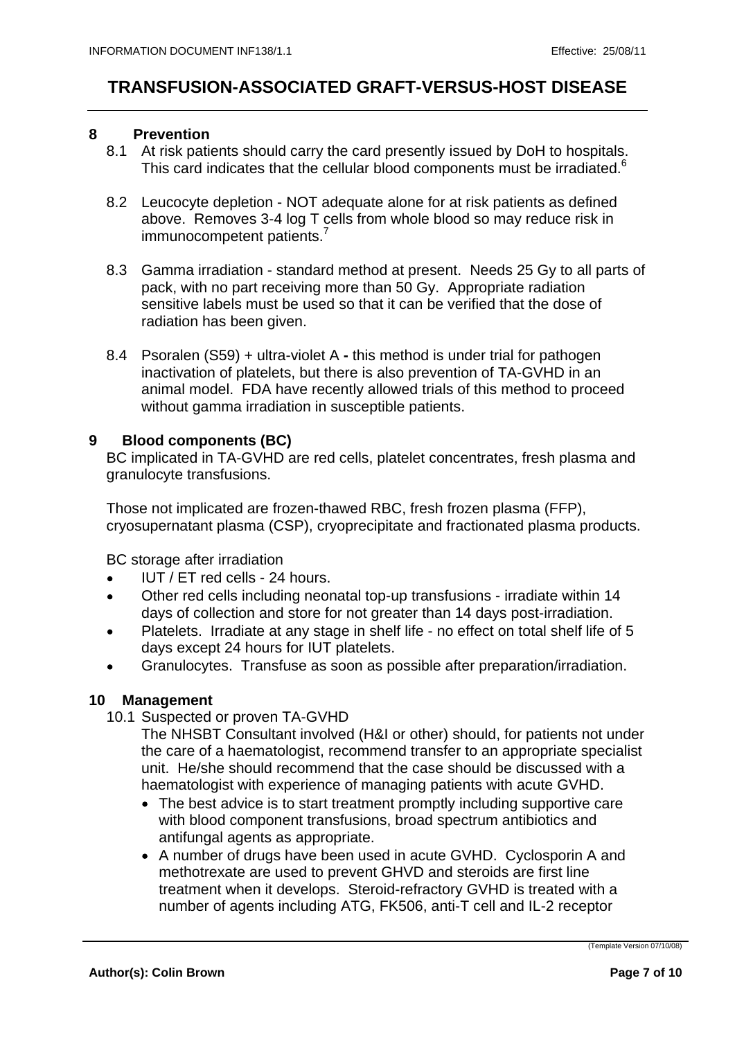# TRANSFUSION-ASSOCIATED GRAFT-VERSUS-HOST DISEASE

## 8 Prevention

8.1 At risk patients should carry the card presently issued by DoH to hospitals. This card indicates that the cellular blood components must be irradiated.[6]

8.2 Leucocyte depletion - NOT adequate alone for at risk patients as defined above. Removes 3-4 log T cells from whole blood so may reduce risk in immunocompetent patients.[7]

8.3 Gamma irradiation - standard method at present. Needs 25 Gy to all parts of pack, with no part receiving more than 50 Gy. Appropriate radiation sensitive labels must be used so that it can be verified that the dose of radiation has been given.

8.4 Psoralen (S59) + ultra-violet A **-** this method is under trial for pathogen inactivation of platelets, but there is also prevention of TA-GVHD in an animal model. FDA have recently allowed trials of this method to proceed without gamma irradiation in susceptible patients.

## 9 Blood components (BC)

BC implicated in TA-GVHD are red cells, platelet concentrates, fresh plasma and granulocyte transfusions.

Those not implicated are frozen-thawed RBC, fresh frozen plasma (FFP), cryosupernatant plasma (CSP), cryoprecipitate and fractionated plasma products.

BC storage after irradiation

- IUT / ET red cells - 24 hours.
- Other red cells including neonatal top-up transfusions - irradiate within 14 days of collection and store for not greater than 14 days post-irradiation.
- Platelets. Irradiate at any stage in shelf life - no effect on total shelf life of 5 days except 24 hours for IUT platelets.
- Granulocytes. Transfuse as soon as possible after preparation/irradiation.

## 10 Management

10.1 Suspected or proven TA-GVHD

The NHSBT Consultant involved (H&I or other) should, for patients not under the care of a haematologist, recommend transfer to an appropriate specialist unit. He/she should recommend that the case should be discussed with a haematologist with experience of managing patients with acute GVHD.

- The best advice is to start treatment promptly including supportive care with blood component transfusions, broad spectrum antibiotics and antifungal agents as appropriate.
- A number of drugs have been used in acute GVHD. Cyclosporin A and methotrexate are used to prevent GHVD and steroids are first line treatment when it develops. Steroid-refractory GVHD is treated with a number of agents including ATG, FK506, anti-T cell and IL-2 receptor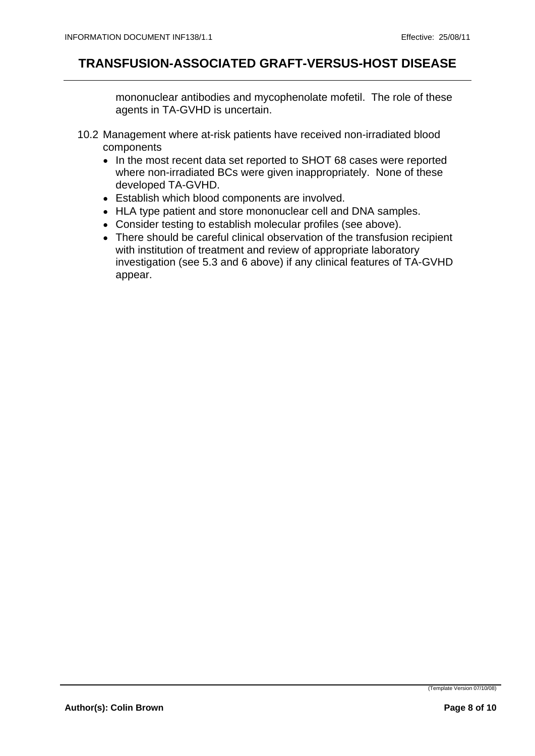mononuclear antibodies and mycophenolate mofetil. The role of these agents in TA-GVHD is uncertain.

10.2 Management where at-risk patients have received non-irradiated blood components

- In the most recent data set reported to SHOT 68 cases were reported where non-irradiated BCs were given inappropriately. None of these developed TA-GVHD.
- Establish which blood components are involved.
- HLA type patient and store mononuclear cell and DNA samples.
- Consider testing to establish molecular profiles (see above).
- There should be careful clinical observation of the transfusion recipient with institution of treatment and review of appropriate laboratory investigation (see 5.3 and 6 above) if any clinical features of TA-GVHD appear.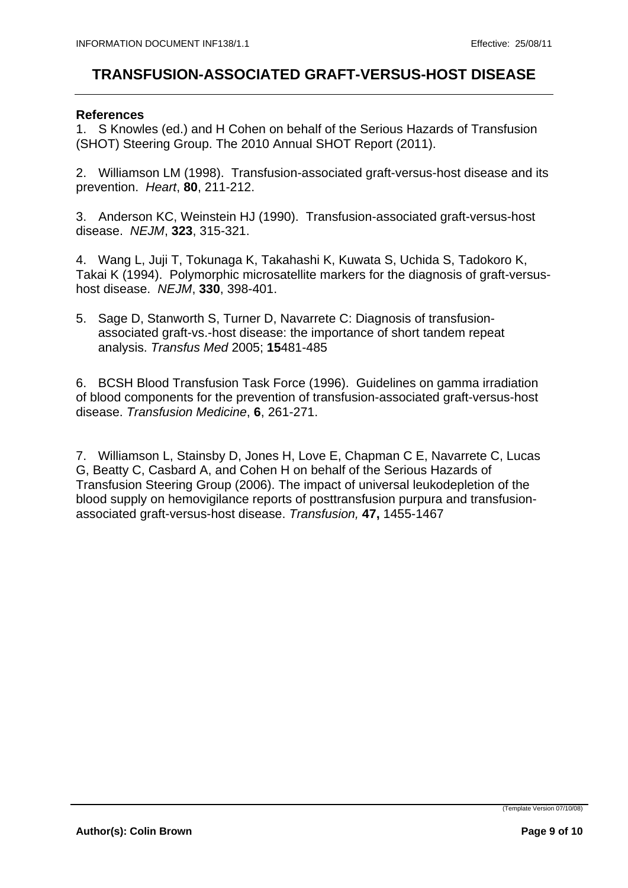# TRANSFUSION-ASSOCIATED GRAFT-VERSUS-HOST DISEASE

**References**

1. S Knowles (ed.) and H Cohen on behalf of the Serious Hazards of Transfusion (SHOT) Steering Group. The 2010 Annual SHOT Report (2011).

2. Williamson LM (1998). Transfusion-associated graft-versus-host disease and its prevention. *Heart*, **80**, 211-212.

3. Anderson KC, Weinstein HJ (1990). Transfusion-associated graft-versus-host disease. *NEJM*, **323**, 315-321.

4. Wang L, Juji T, Tokunaga K, Takahashi K, Kuwata S, Uchida S, Tadokoro K, Takai K (1994). Polymorphic microsatellite markers for the diagnosis of graft-versus-host disease. *NEJM*, **330**, 398-401.

5. Sage D, Stanworth S, Turner D, Navarrete C: Diagnosis of transfusion-associated graft-vs.-host disease: the importance of short tandem repeat analysis. *Transfus Med* 2005; **15**481-485

6. BCSH Blood Transfusion Task Force (1996). Guidelines on gamma irradiation of blood components for the prevention of transfusion-associated graft-versus-host disease. *Transfusion Medicine*, **6**, 261-271.

7. Williamson L, Stainsby D, Jones H, Love E, Chapman C E, Navarrete C, Lucas G, Beatty C, Casbard A, and Cohen H on behalf of the Serious Hazards of Transfusion Steering Group (2006). The impact of universal leukodepletion of the blood supply on hemovigilance reports of posttransfusion purpura and transfusion-associated graft-versus-host disease. *Transfusion,* **47,** 1455-1467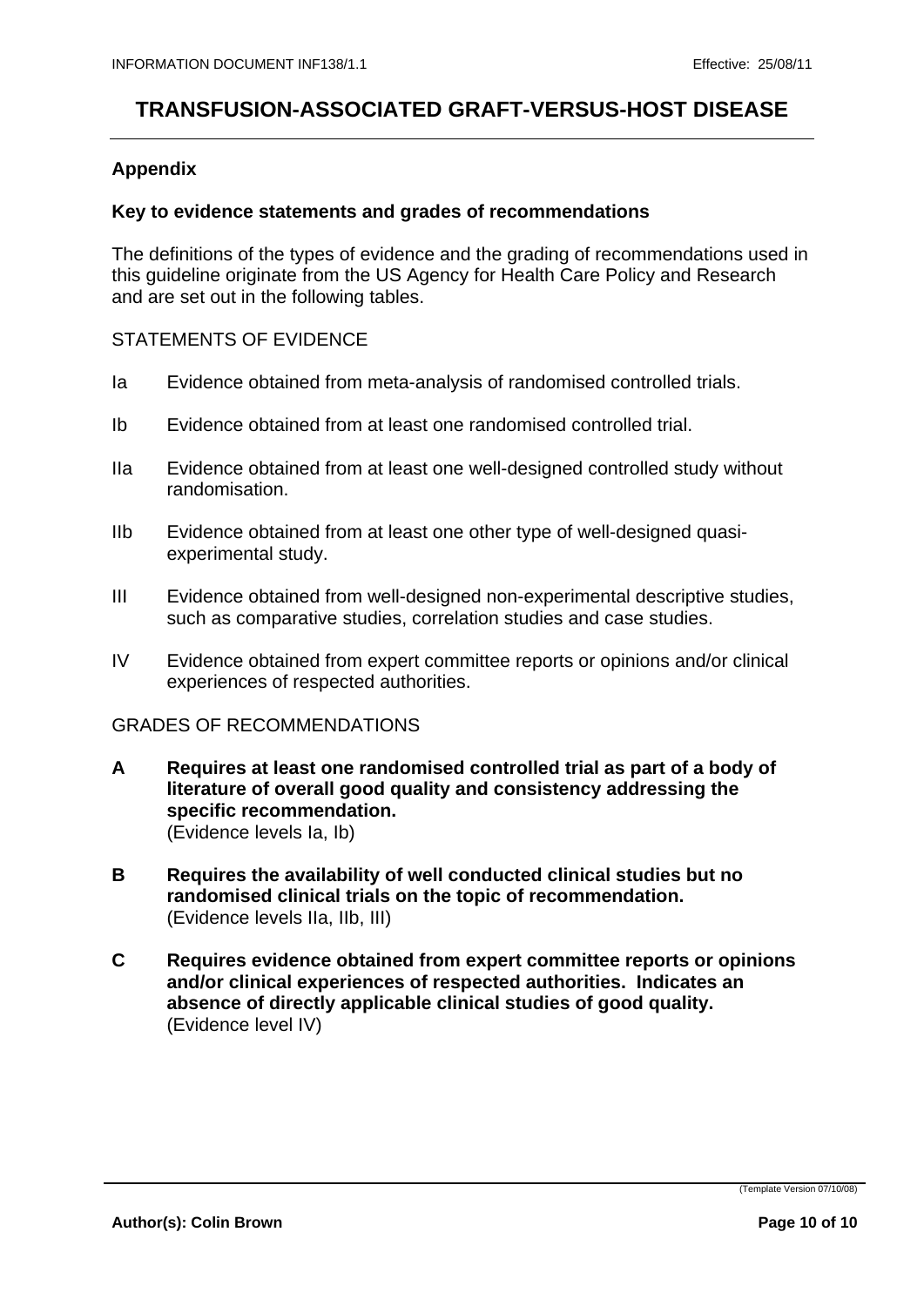## Appendix

### Key to evidence statements and grades of recommendations

The definitions of the types of evidence and the grading of recommendations used in this guideline originate from the US Agency for Health Care Policy and Research and are set out in the following tables.

STATEMENTS OF EVIDENCE

Ia Evidence obtained from meta-analysis of randomised controlled trials.

Ib Evidence obtained from at least one randomised controlled trial.

IIa Evidence obtained from at least one well-designed controlled study without randomisation.

IIb Evidence obtained from at least one other type of well-designed quasi-experimental study.

III Evidence obtained from well-designed non-experimental descriptive studies, such as comparative studies, correlation studies and case studies.

IV Evidence obtained from expert committee reports or opinions and/or clinical experiences of respected authorities.

GRADES OF RECOMMENDATIONS

**A Requires at least one randomised controlled trial as part of a body of literature of overall good quality and consistency addressing the specific recommendation.**
(Evidence levels Ia, Ib)

**B Requires the availability of well conducted clinical studies but no randomised clinical trials on the topic of recommendation.**
(Evidence levels IIa, IIb, III)

**C Requires evidence obtained from expert committee reports or opinions and/or clinical experiences of respected authorities. Indicates an absence of directly applicable clinical studies of good quality.**
(Evidence level IV)